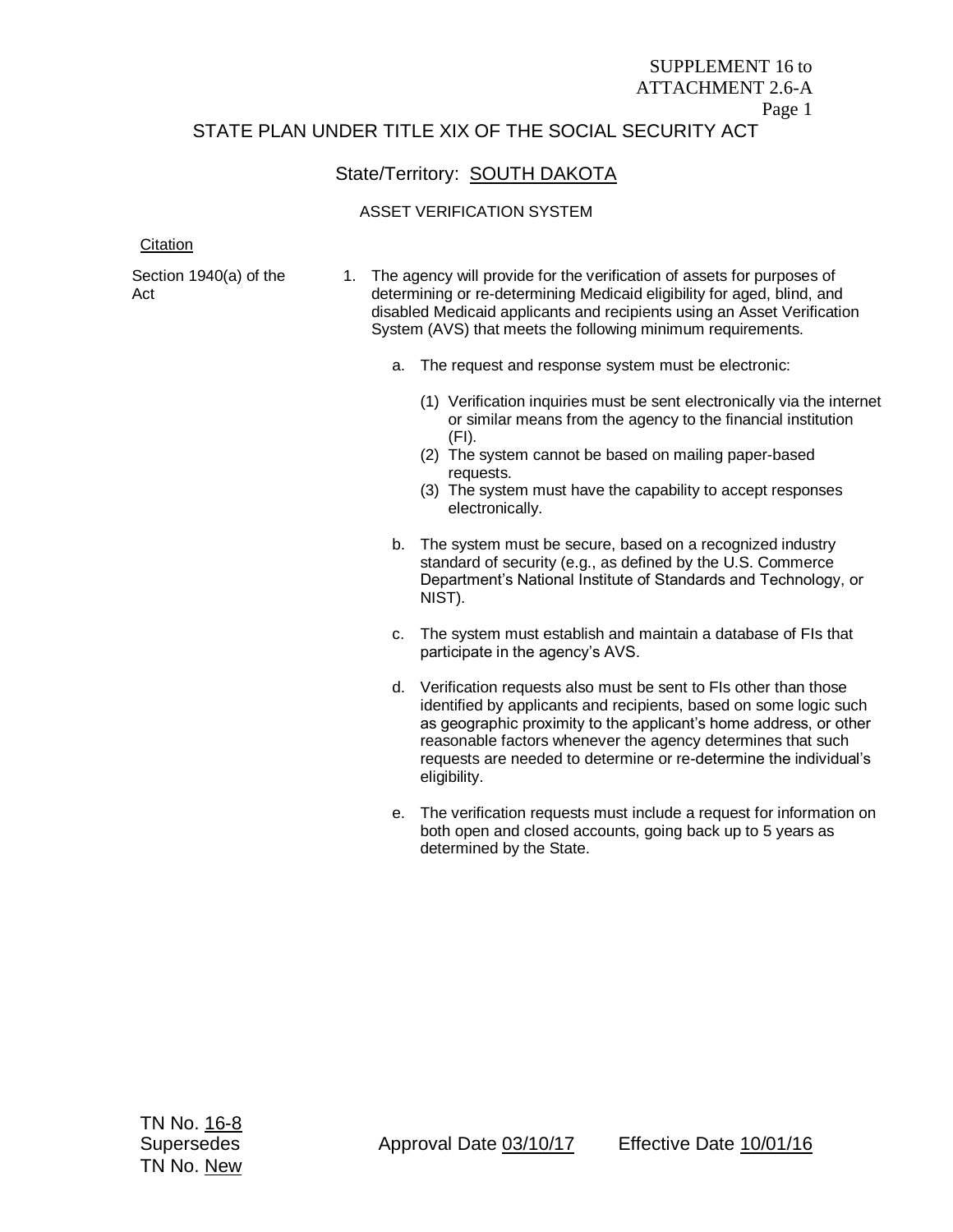SUPPLEMENT 16 to
ATTACHMENT 2.6-A

STATE PLAN UNDER TITLE XIX OF THE SOCIAL SECURITY ACT

State/Territory: SOUTH DAKOTA

ASSET VERIFICATION SYSTEM

Citation

Section 1940(a) of the Act

1. The agency will provide for the verification of assets for purposes of determining or re-determining Medicaid eligibility for aged, blind, and disabled Medicaid applicants and recipients using an Asset Verification System (AVS) that meets the following minimum requirements.

   a. The request and response system must be electronic:

      (1) Verification inquiries must be sent electronically via the internet or similar means from the agency to the financial institution (FI).
      (2) The system cannot be based on mailing paper-based requests.
      (3) The system must have the capability to accept responses electronically.

   b. The system must be secure, based on a recognized industry standard of security (e.g., as defined by the U.S. Commerce Department's National Institute of Standards and Technology, or NIST).

   c. The system must establish and maintain a database of FIs that participate in the agency's AVS.

   d. Verification requests also must be sent to FIs other than those identified by applicants and recipients, based on some logic such as geographic proximity to the applicant's home address, or other reasonable factors whenever the agency determines that such requests are needed to determine or re-determine the individual's eligibility.

   e. The verification requests must include a request for information on both open and closed accounts, going back up to 5 years as determined by the State.

TN No. 16-8
Supersedes
TN No. New

Approval Date 03/10/17 Effective Date 10/01/16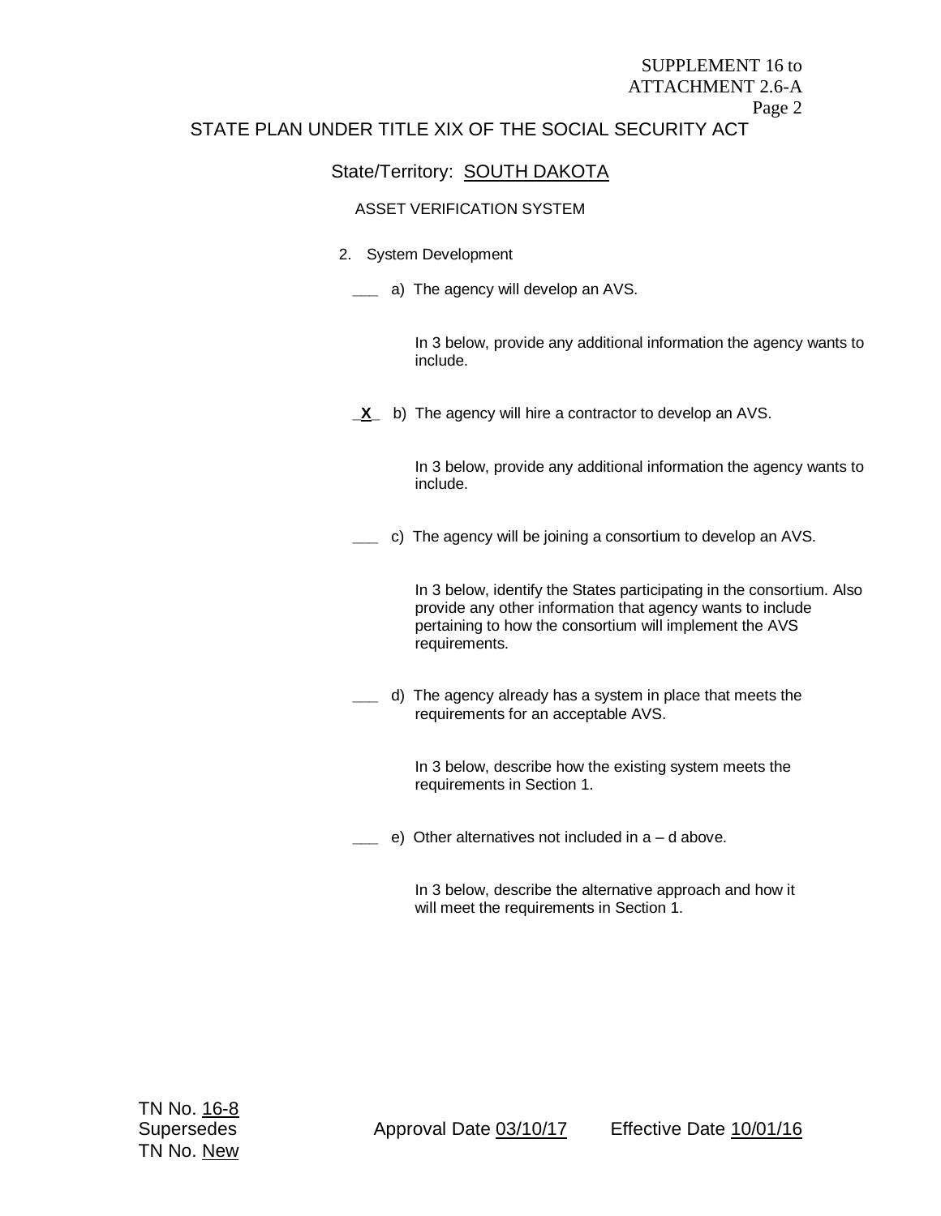STATE PLAN UNDER TITLE XIX OF THE SOCIAL SECURITY ACT

State/Territory: SOUTH DAKOTA

ASSET VERIFICATION SYSTEM

2. System Development

___ a) The agency will develop an AVS.

In 3 below, provide any additional information the agency wants to include.

_X_ b) The agency will hire a contractor to develop an AVS.

In 3 below, provide any additional information the agency wants to include.

___ c) The agency will be joining a consortium to develop an AVS.

In 3 below, identify the States participating in the consortium. Also provide any other information that agency wants to include pertaining to how the consortium will implement the AVS requirements.

___ d) The agency already has a system in place that meets the requirements for an acceptable AVS.

In 3 below, describe how the existing system meets the requirements in Section 1.

___ e) Other alternatives not included in a – d above.

In 3 below, describe the alternative approach and how it will meet the requirements in Section 1.

TN No. 16-8
Supersedes
TN No. New

Approval Date 03/10/17 Effective Date 10/01/16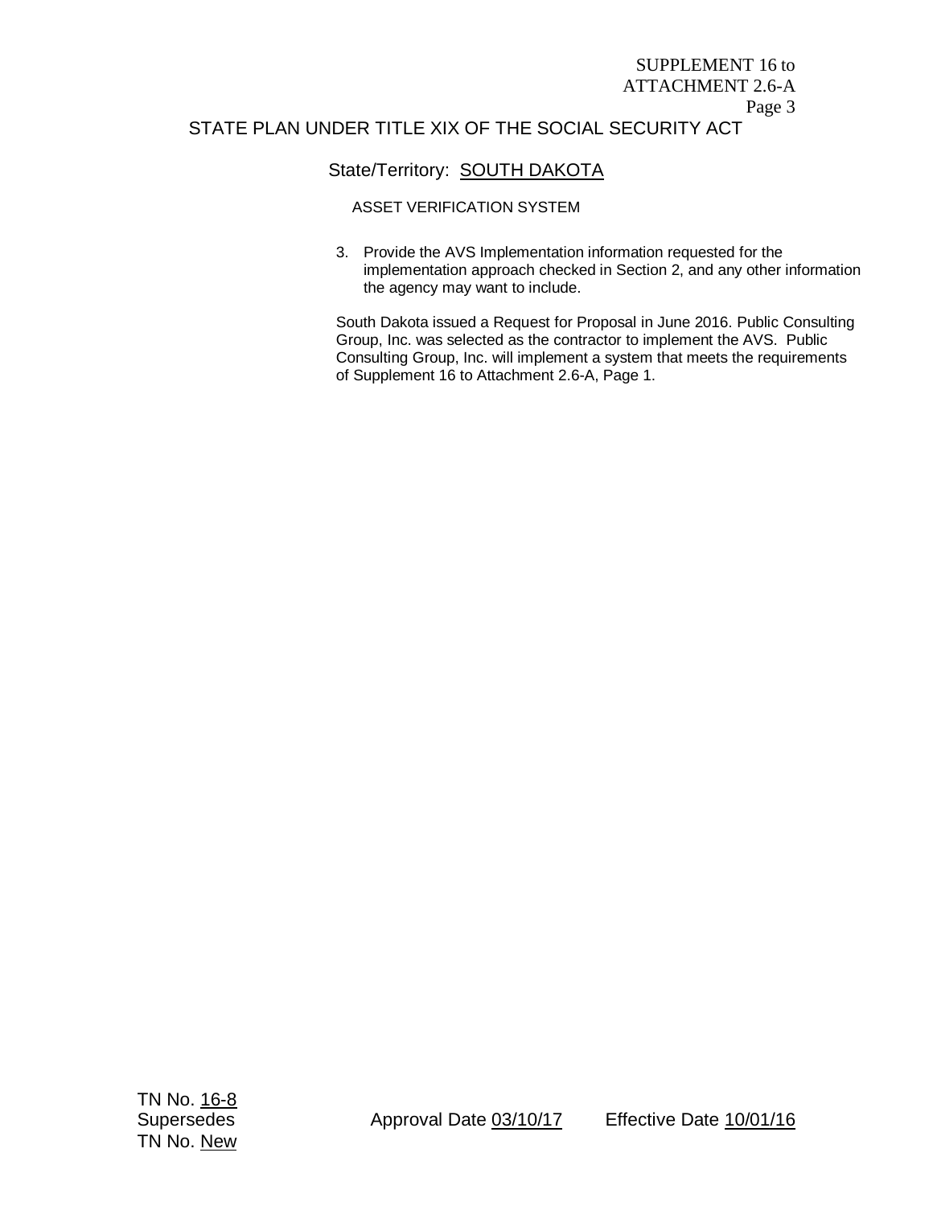SUPPLEMENT 16 to
ATTACHMENT 2.6-A

STATE PLAN UNDER TITLE XIX OF THE SOCIAL SECURITY ACT

State/Territory: SOUTH DAKOTA

ASSET VERIFICATION SYSTEM

3. Provide the AVS Implementation information requested for the implementation approach checked in Section 2, and any other information the agency may want to include.

South Dakota issued a Request for Proposal in June 2016. Public Consulting Group, Inc. was selected as the contractor to implement the AVS. Public Consulting Group, Inc. will implement a system that meets the requirements of Supplement 16 to Attachment 2.6-A, Page 1.

TN No. 16-8
Supersedes
TN No. New

Approval Date 03/10/17

Effective Date 10/01/16